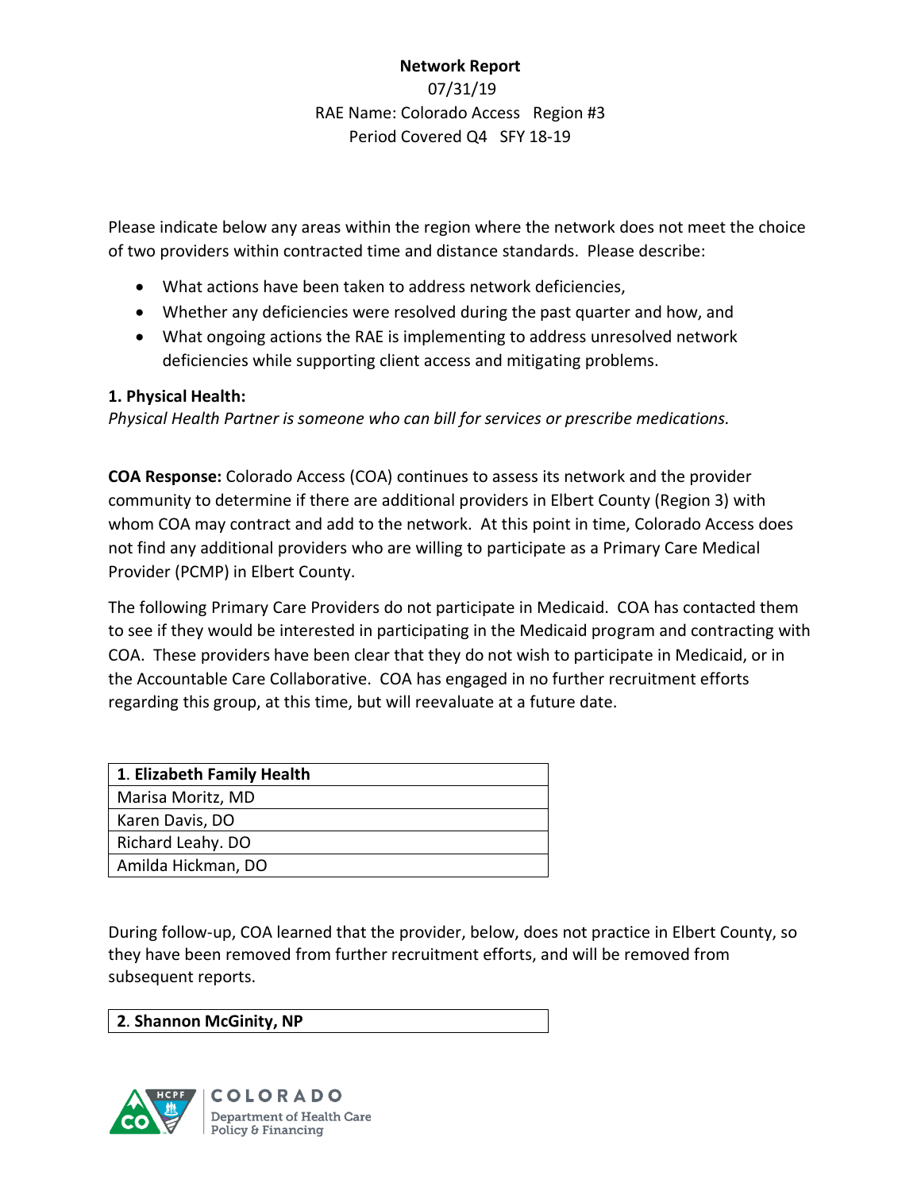**Network Report**

07/31/19

RAE Name: Colorado Access Region #3

Period Covered Q4 SFY 18-19

Please indicate below any areas within the region where the network does not meet the choice of two providers within contracted time and distance standards. Please describe:

- What actions have been taken to address network deficiencies,
- Whether any deficiencies were resolved during the past quarter and how, and
- What ongoing actions the RAE is implementing to address unresolved network deficiencies while supporting client access and mitigating problems.

### 1. Physical Health:

*Physical Health Partner is someone who can bill for services or prescribe medications.*

**COA Response:** Colorado Access (COA) continues to assess its network and the provider community to determine if there are additional providers in Elbert County (Region 3) with whom COA may contract and add to the network. At this point in time, Colorado Access does not find any additional providers who are willing to participate as a Primary Care Medical Provider (PCMP) in Elbert County.

The following Primary Care Providers do not participate in Medicaid. COA has contacted them to see if they would be interested in participating in the Medicaid program and contracting with COA. These providers have been clear that they do not wish to participate in Medicaid, or in the Accountable Care Collaborative. COA has engaged in no further recruitment efforts regarding this group, at this time, but will reevaluate at a future date.

| 1. **Elizabeth Family Health** |
|---|
| Marisa Moritz, MD |
| Karen Davis, DO |
| Richard Leahy. DO |
| Amilda Hickman, DO |

During follow-up, COA learned that the provider, below, does not practice in Elbert County, so they have been removed from further recruitment efforts, and will be removed from subsequent reports.

| 2. **Shannon McGinity, NP** |
|---|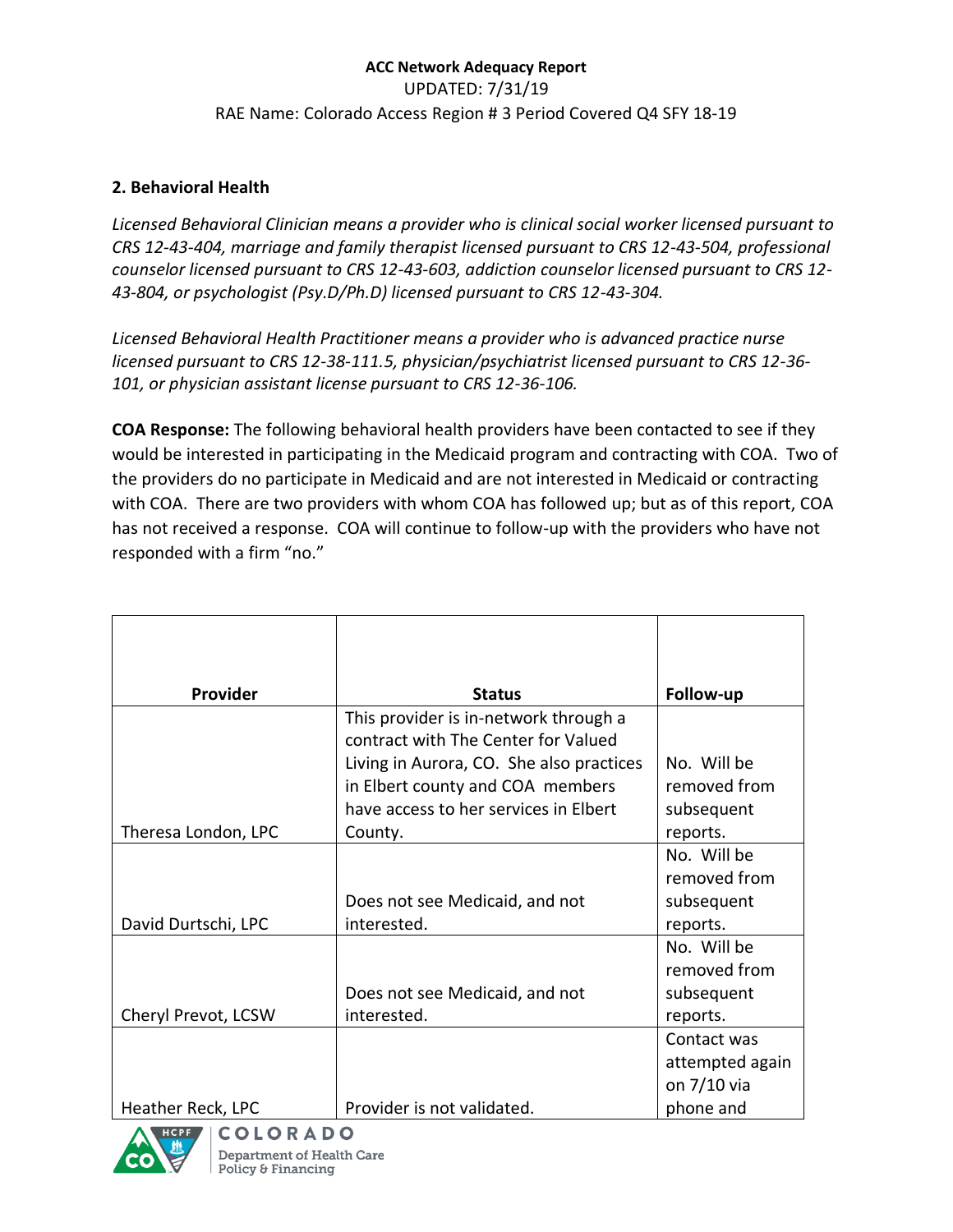## 2. Behavioral Health

*Licensed Behavioral Clinician means a provider who is clinical social worker licensed pursuant to CRS 12-43-404, marriage and family therapist licensed pursuant to CRS 12-43-504, professional counselor licensed pursuant to CRS 12-43-603, addiction counselor licensed pursuant to CRS 12-43-804, or psychologist (Psy.D/Ph.D) licensed pursuant to CRS 12-43-304.*

*Licensed Behavioral Health Practitioner means a provider who is advanced practice nurse licensed pursuant to CRS 12-38-111.5, physician/psychiatrist licensed pursuant to CRS 12-36-101, or physician assistant license pursuant to CRS 12-36-106.*

**COA Response:** The following behavioral health providers have been contacted to see if they would be interested in participating in the Medicaid program and contracting with COA. Two of the providers do no participate in Medicaid and are not interested in Medicaid or contracting with COA. There are two providers with whom COA has followed up; but as of this report, COA has not received a response. COA will continue to follow-up with the providers who have not responded with a firm "no."

| Provider | Status | Follow-up |
|---|---|---|
| Theresa London, LPC | This provider is in-network through a contract with The Center for Valued Living in Aurora, CO. She also practices in Elbert county and COA members have access to her services in Elbert County. | No. Will be removed from subsequent reports. |
| David Durtschi, LPC | Does not see Medicaid, and not interested. | No. Will be removed from subsequent reports. |
| Cheryl Prevot, LCSW | Does not see Medicaid, and not interested. | No. Will be removed from subsequent reports. |
| Heather Reck, LPC | Provider is not validated. | Contact was attempted again on 7/10 via phone and |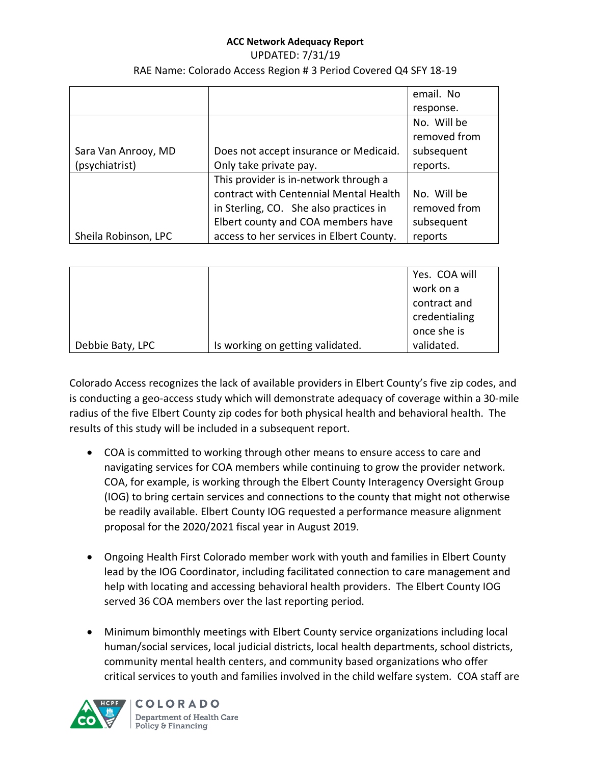| | | email. No response. |
|---|---|---|
| Sara Van Anrooy, MD (psychiatrist) | Does not accept insurance or Medicaid. Only take private pay. | No. Will be removed from subsequent reports. |
| Sheila Robinson, LPC | This provider is in-network through a contract with Centennial Mental Health in Sterling, CO. She also practices in Elbert county and COA members have access to her services in Elbert County. | No. Will be removed from subsequent reports |

| | | |
|---|---|---|
| Debbie Baty, LPC | Is working on getting validated. | Yes. COA will work on a contract and credentialing once she is validated. |

Colorado Access recognizes the lack of available providers in Elbert County's five zip codes, and is conducting a geo-access study which will demonstrate adequacy of coverage within a 30-mile radius of the five Elbert County zip codes for both physical health and behavioral health. The results of this study will be included in a subsequent report.

- COA is committed to working through other means to ensure access to care and navigating services for COA members while continuing to grow the provider network. COA, for example, is working through the Elbert County Interagency Oversight Group (IOG) to bring certain services and connections to the county that might not otherwise be readily available. Elbert County IOG requested a performance measure alignment proposal for the 2020/2021 fiscal year in August 2019.

- Ongoing Health First Colorado member work with youth and families in Elbert County lead by the IOG Coordinator, including facilitated connection to care management and help with locating and accessing behavioral health providers. The Elbert County IOG served 36 COA members over the last reporting period.

- Minimum bimonthly meetings with Elbert County service organizations including local human/social services, local judicial districts, local health departments, school districts, community mental health centers, and community based organizations who offer critical services to youth and families involved in the child welfare system. COA staff are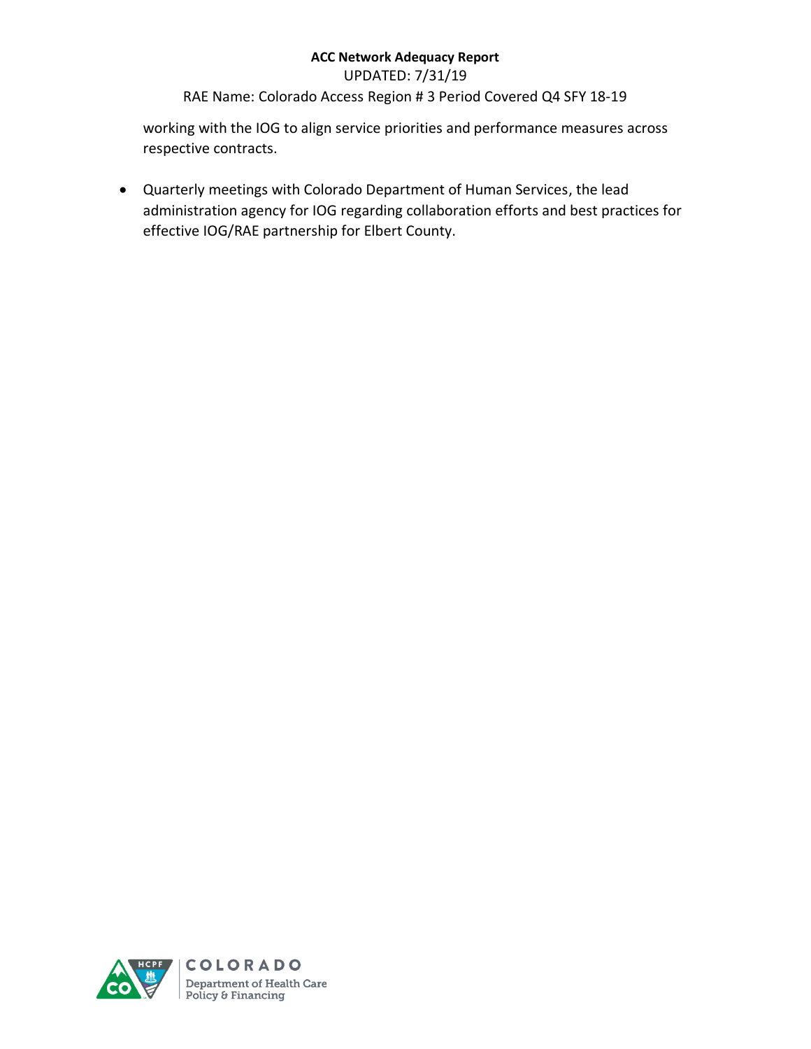working with the IOG to align service priorities and performance measures across respective contracts.

- Quarterly meetings with Colorado Department of Human Services, the lead administration agency for IOG regarding collaboration efforts and best practices for effective IOG/RAE partnership for Elbert County.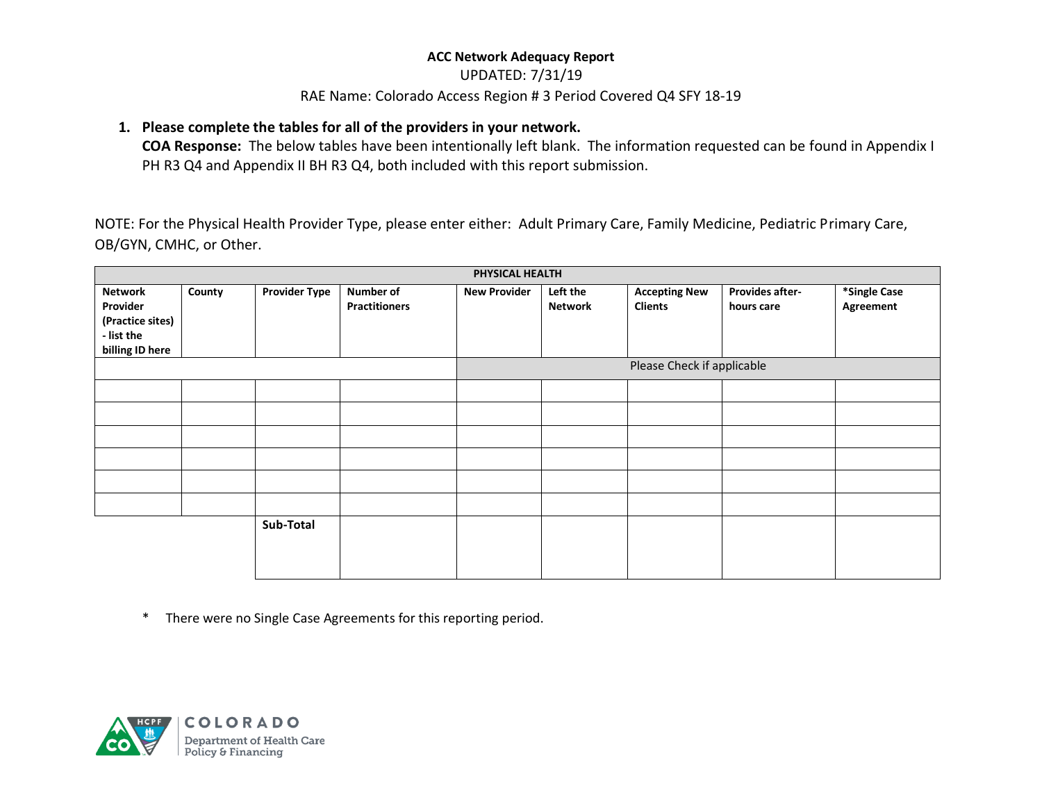**ACC Network Adequacy Report**

UPDATED: 7/31/19

RAE Name: Colorado Access Region # 3 Period Covered Q4 SFY 18-19

1. **Please complete the tables for all of the providers in your network.**
   **COA Response:** The below tables have been intentionally left blank. The information requested can be found in Appendix I PH R3 Q4 and Appendix II BH R3 Q4, both included with this report submission.

NOTE: For the Physical Health Provider Type, please enter either: Adult Primary Care, Family Medicine, Pediatric Primary Care, OB/GYN, CMHC, or Other.

| PHYSICAL HEALTH | | | | | | | | |
|---|---|---|---|---|---|---|---|---|
| **Network Provider (Practice sites) - list the billing ID here** | **County** | **Provider Type** | **Number of Practitioners** | **New Provider** | **Left the Network** | **Accepting New Clients** | **Provides after-hours care** | ***Single Case Agreement** |
| | | | | Please Check if applicable | | | | |
| | | | | | | | | |
| | | | | | | | | |
| | | | | | | | | |
| | | | | | | | | |
| | | | | | | | | |
| | | | | | | | | |
| | | **Sub-Total** | | | | | | |

\* There were no Single Case Agreements for this reporting period.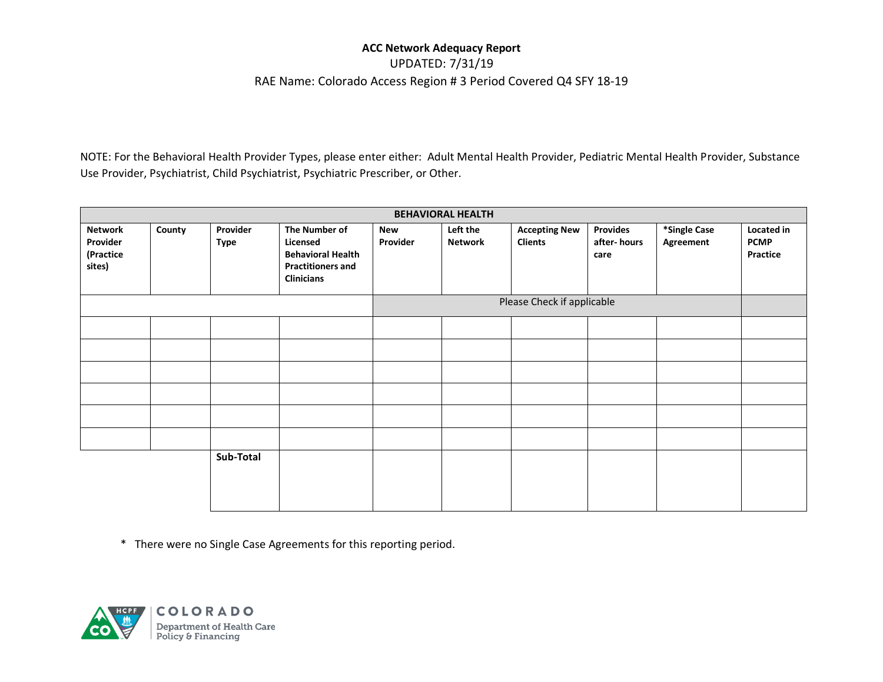**ACC Network Adequacy Report**

UPDATED: 7/31/19

RAE Name: Colorado Access Region # 3 Period Covered Q4 SFY 18-19

NOTE: For the Behavioral Health Provider Types, please enter either: Adult Mental Health Provider, Pediatric Mental Health Provider, Substance Use Provider, Psychiatrist, Child Psychiatrist, Psychiatric Prescriber, or Other.

| BEHAVIORAL HEALTH | | | | | | | | | |
|---|---|---|---|---|---|---|---|---|---|
| **Network Provider (Practice sites)** | **County** | **Provider Type** | **The Number of Licensed Behavioral Health Practitioners and Clinicians** | **New Provider** | **Left the Network** | **Accepting New Clients** | **Provides after- hours care** | ***Single Case Agreement** | **Located in PCMP Practice** |
| | | | | Please Check if applicable | | | | | |
| | | | | | | | | | |
| | | | | | | | | | |
| | | | | | | | | | |
| | | | | | | | | | |
| | | | | | | | | | |
| | | | | | | | | | |
| | | **Sub-Total** | | | | | | | |

\* There were no Single Case Agreements for this reporting period.

COLORADO
Department of Health Care Policy & Financing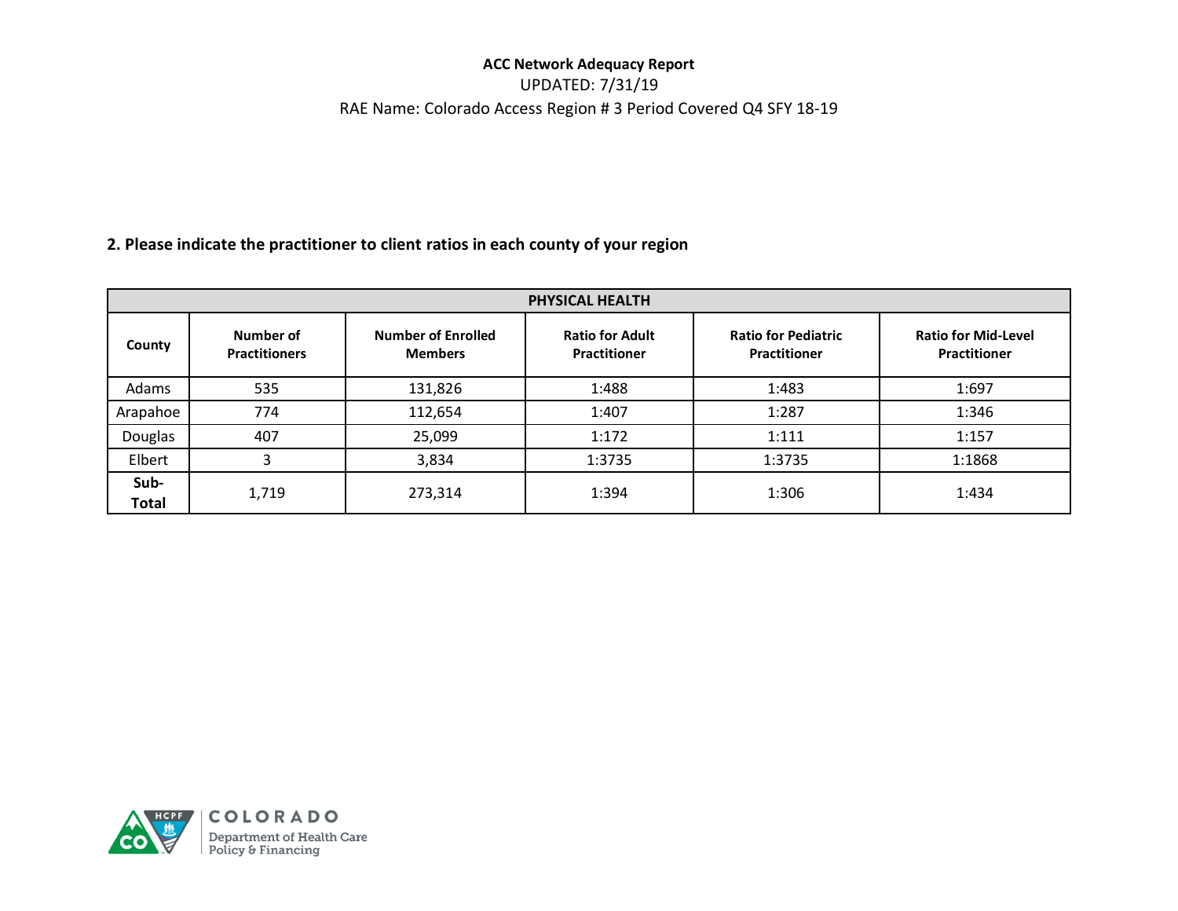**ACC Network Adequacy Report**

UPDATED: 7/31/19

RAE Name: Colorado Access Region # 3 Period Covered Q4 SFY 18-19

**2. Please indicate the practitioner to client ratios in each county of your region**

| PHYSICAL HEALTH | | | | | |
|---|---|---|---|---|---|
| **County** | **Number of Practitioners** | **Number of Enrolled Members** | **Ratio for Adult Practitioner** | **Ratio for Pediatric Practitioner** | **Ratio for Mid-Level Practitioner** |
| Adams | 535 | 131,826 | 1:488 | 1:483 | 1:697 |
| Arapahoe | 774 | 112,654 | 1:407 | 1:287 | 1:346 |
| Douglas | 407 | 25,099 | 1:172 | 1:111 | 1:157 |
| Elbert | 3 | 3,834 | 1:3735 | 1:3735 | 1:1868 |
| **Sub-Total** | 1,719 | 273,314 | 1:394 | 1:306 | 1:434 |

COLORADO Department of Health Care Policy & Financing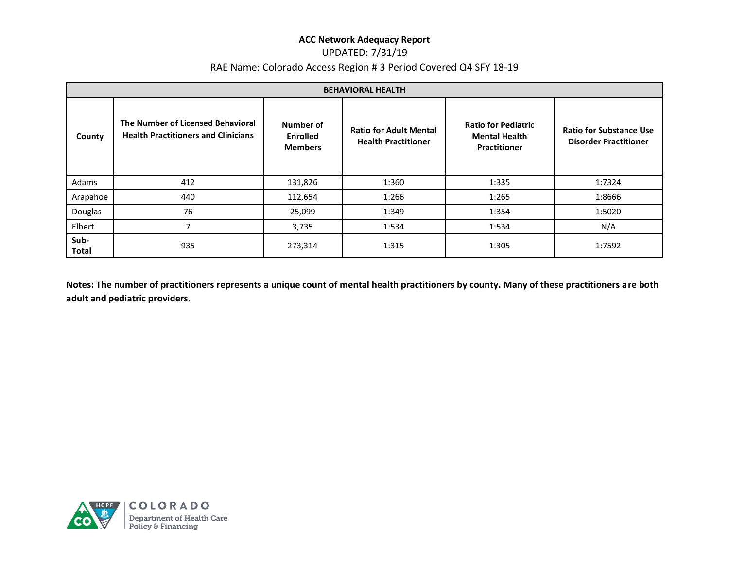**ACC Network Adequacy Report**

UPDATED: 7/31/19

RAE Name: Colorado Access Region # 3 Period Covered Q4 SFY 18-19

| BEHAVIORAL HEALTH | | | | | |
|---|---|---|---|---|---|
| **County** | **The Number of Licensed Behavioral Health Practitioners and Clinicians** | **Number of Enrolled Members** | **Ratio for Adult Mental Health Practitioner** | **Ratio for Pediatric Mental Health Practitioner** | **Ratio for Substance Use Disorder Practitioner** |
| Adams | 412 | 131,826 | 1:360 | 1:335 | 1:7324 |
| Arapahoe | 440 | 112,654 | 1:266 | 1:265 | 1:8666 |
| Douglas | 76 | 25,099 | 1:349 | 1:354 | 1:5020 |
| Elbert | 7 | 3,735 | 1:534 | 1:534 | N/A |
| **Sub-Total** | 935 | 273,314 | 1:315 | 1:305 | 1:7592 |

**Notes: The number of practitioners represents a unique count of mental health practitioners by county. Many of these practitioners are both adult and pediatric providers.**

COLORADO Department of Health Care Policy & Financing